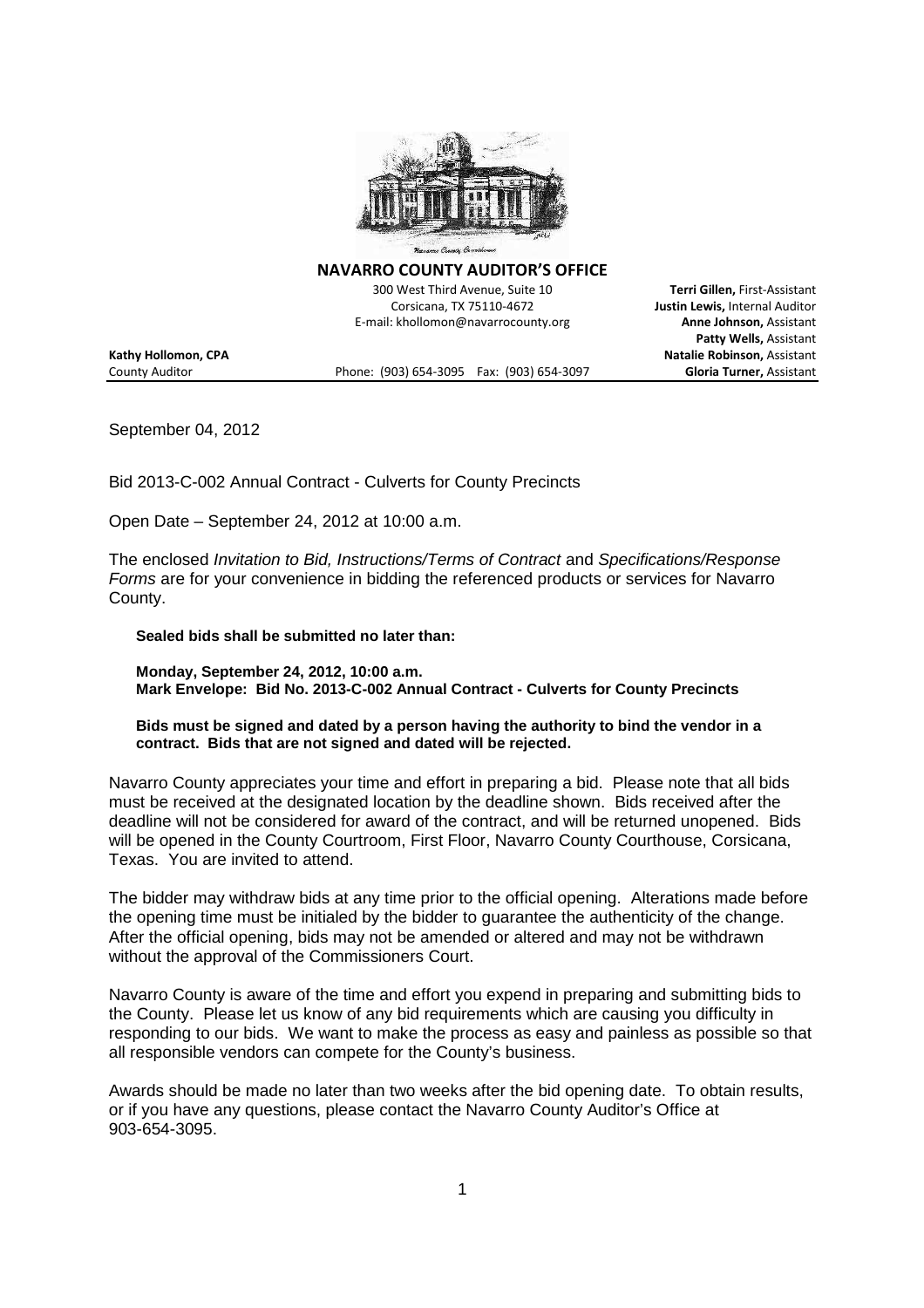**NAVARRO COUNTY AUDITOR'S OFFICE**

300 West Third Avenue, Suite 10
Corsicana, TX 75110-4672
E-mail: khollomon@navarrocounty.org

**Terri Gillen,** First-Assistant
**Justin Lewis,** Internal Auditor
**Anne Johnson,** Assistant
**Patty Wells,** Assistant
**Natalie Robinson,** Assistant
**Gloria Turner,** Assistant

**Kathy Hollomon, CPA**
County Auditor

Phone: (903) 654-3095 Fax: (903) 654-3097

---

September 04, 2012

Bid 2013-C-002 Annual Contract - Culverts for County Precincts

Open Date – September 24, 2012 at 10:00 a.m.

The enclosed *Invitation to Bid, Instructions/Terms of Contract* and *Specifications/Response Forms* are for your convenience in bidding the referenced products or services for Navarro County.

**Sealed bids shall be submitted no later than:**

**Monday, September 24, 2012, 10:00 a.m.**
**Mark Envelope: Bid No. 2013-C-002 Annual Contract - Culverts for County Precincts**

**Bids must be signed and dated by a person having the authority to bind the vendor in a contract. Bids that are not signed and dated will be rejected.**

Navarro County appreciates your time and effort in preparing a bid. Please note that all bids must be received at the designated location by the deadline shown. Bids received after the deadline will not be considered for award of the contract, and will be returned unopened. Bids will be opened in the County Courtroom, First Floor, Navarro County Courthouse, Corsicana, Texas. You are invited to attend.

The bidder may withdraw bids at any time prior to the official opening. Alterations made before the opening time must be initialed by the bidder to guarantee the authenticity of the change. After the official opening, bids may not be amended or altered and may not be withdrawn without the approval of the Commissioners Court.

Navarro County is aware of the time and effort you expend in preparing and submitting bids to the County. Please let us know of any bid requirements which are causing you difficulty in responding to our bids. We want to make the process as easy and painless as possible so that all responsible vendors can compete for the County's business.

Awards should be made no later than two weeks after the bid opening date. To obtain results, or if you have any questions, please contact the Navarro County Auditor's Office at 903-654-3095.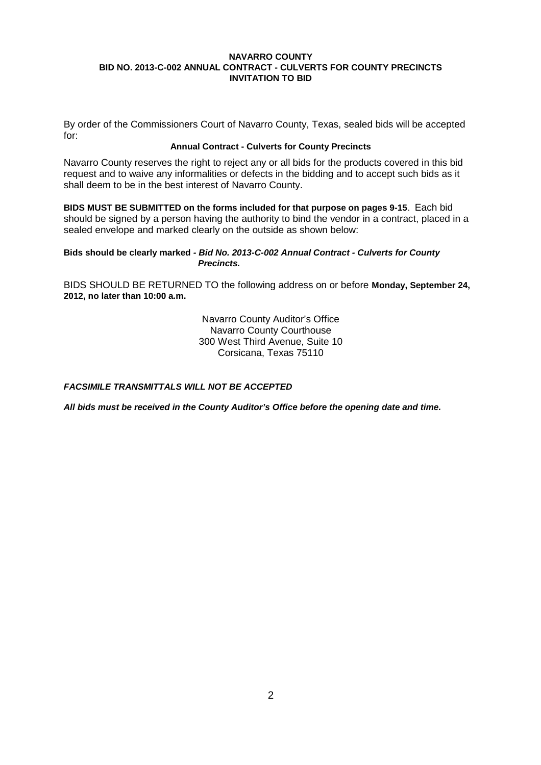**NAVARRO COUNTY**
**BID NO. 2013-C-002 ANNUAL CONTRACT - CULVERTS FOR COUNTY PRECINCTS**
**INVITATION TO BID**

By order of the Commissioners Court of Navarro County, Texas, sealed bids will be accepted for:

**Annual Contract - Culverts for County Precincts**

Navarro County reserves the right to reject any or all bids for the products covered in this bid request and to waive any informalities or defects in the bidding and to accept such bids as it shall deem to be in the best interest of Navarro County.

**BIDS MUST BE SUBMITTED on the forms included for that purpose on pages 9-15**. Each bid should be signed by a person having the authority to bind the vendor in a contract, placed in a sealed envelope and marked clearly on the outside as shown below:

**Bids should be clearly marked -** ***Bid No. 2013-C-002 Annual Contract - Culverts for County Precincts.***

BIDS SHOULD BE RETURNED TO the following address on or before **Monday, September 24, 2012, no later than 10:00 a.m.**

Navarro County Auditor's Office
Navarro County Courthouse
300 West Third Avenue, Suite 10
Corsicana, Texas 75110

***FACSIMILE TRANSMITTALS WILL NOT BE ACCEPTED***

***All bids must be received in the County Auditor's Office before the opening date and time.***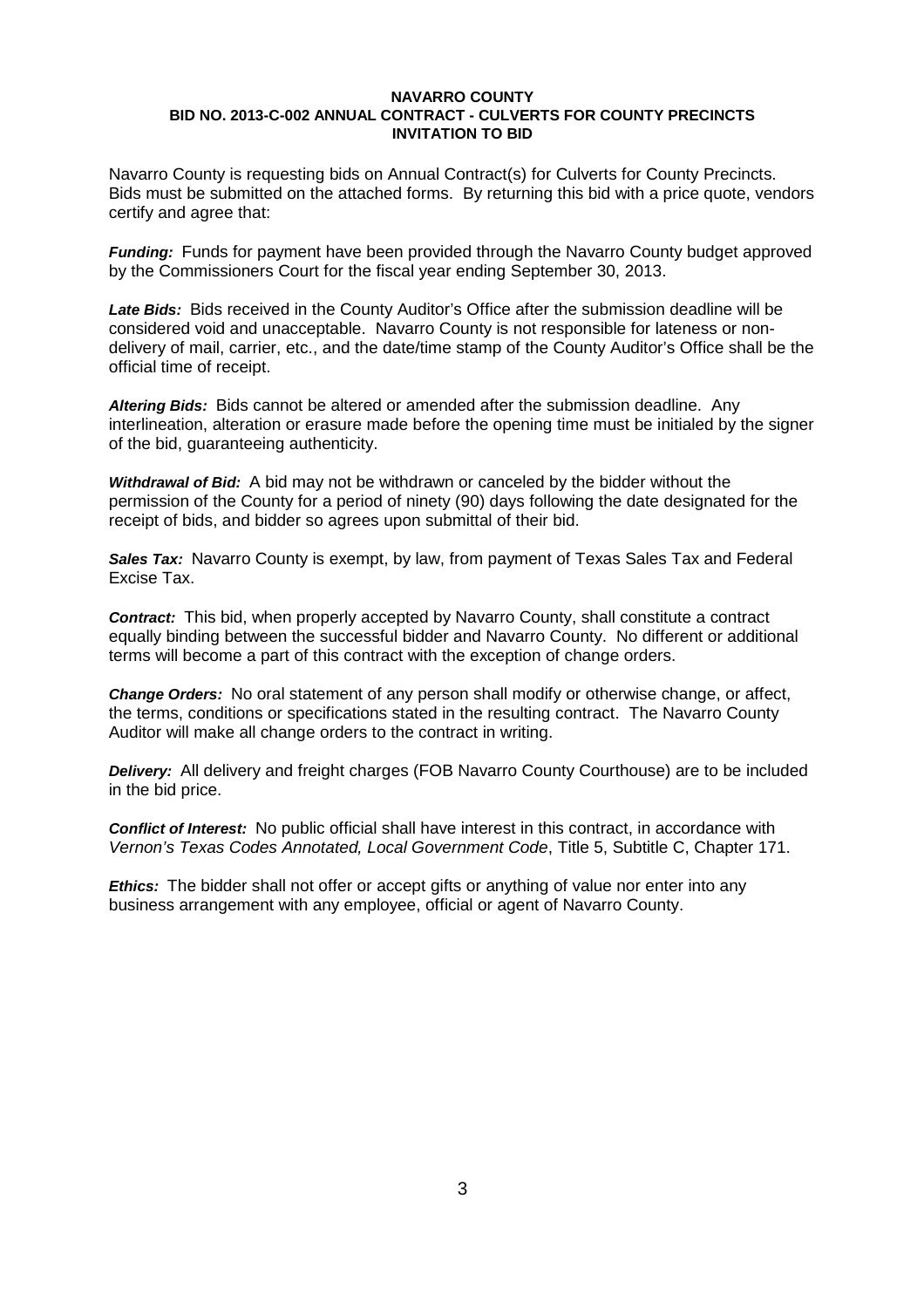**NAVARRO COUNTY**
**BID NO. 2013-C-002 ANNUAL CONTRACT - CULVERTS FOR COUNTY PRECINCTS**
**INVITATION TO BID**

Navarro County is requesting bids on Annual Contract(s) for Culverts for County Precincts. Bids must be submitted on the attached forms. By returning this bid with a price quote, vendors certify and agree that:

***Funding:*** Funds for payment have been provided through the Navarro County budget approved by the Commissioners Court for the fiscal year ending September 30, 2013.

***Late Bids:*** Bids received in the County Auditor's Office after the submission deadline will be considered void and unacceptable. Navarro County is not responsible for lateness or non-delivery of mail, carrier, etc., and the date/time stamp of the County Auditor's Office shall be the official time of receipt.

***Altering Bids:*** Bids cannot be altered or amended after the submission deadline. Any interlineation, alteration or erasure made before the opening time must be initialed by the signer of the bid, guaranteeing authenticity.

***Withdrawal of Bid:*** A bid may not be withdrawn or canceled by the bidder without the permission of the County for a period of ninety (90) days following the date designated for the receipt of bids, and bidder so agrees upon submittal of their bid.

***Sales Tax:*** Navarro County is exempt, by law, from payment of Texas Sales Tax and Federal Excise Tax.

***Contract:*** This bid, when properly accepted by Navarro County, shall constitute a contract equally binding between the successful bidder and Navarro County. No different or additional terms will become a part of this contract with the exception of change orders.

***Change Orders:*** No oral statement of any person shall modify or otherwise change, or affect, the terms, conditions or specifications stated in the resulting contract. The Navarro County Auditor will make all change orders to the contract in writing.

***Delivery:*** All delivery and freight charges (FOB Navarro County Courthouse) are to be included in the bid price.

***Conflict of Interest:*** No public official shall have interest in this contract, in accordance with *Vernon's Texas Codes Annotated, Local Government Code*, Title 5, Subtitle C, Chapter 171.

***Ethics:*** The bidder shall not offer or accept gifts or anything of value nor enter into any business arrangement with any employee, official or agent of Navarro County.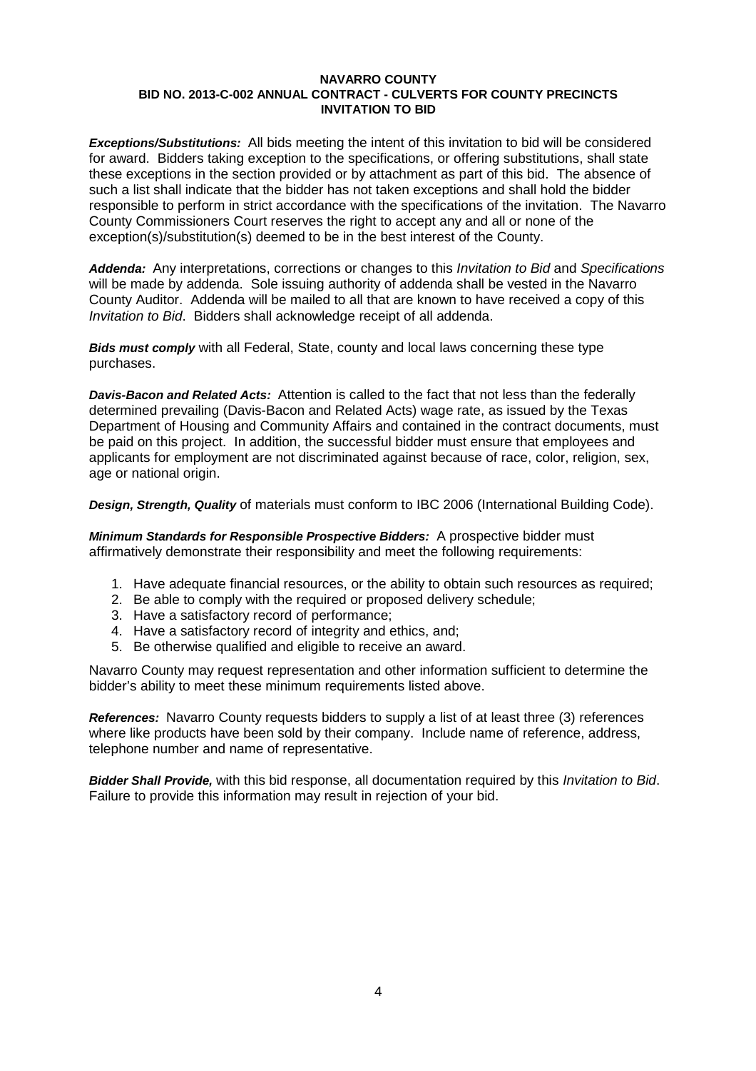**NAVARRO COUNTY**
**BID NO. 2013-C-002 ANNUAL CONTRACT - CULVERTS FOR COUNTY PRECINCTS**
**INVITATION TO BID**

***Exceptions/Substitutions:*** All bids meeting the intent of this invitation to bid will be considered for award. Bidders taking exception to the specifications, or offering substitutions, shall state these exceptions in the section provided or by attachment as part of this bid. The absence of such a list shall indicate that the bidder has not taken exceptions and shall hold the bidder responsible to perform in strict accordance with the specifications of the invitation. The Navarro County Commissioners Court reserves the right to accept any and all or none of the exception(s)/substitution(s) deemed to be in the best interest of the County.

***Addenda:*** Any interpretations, corrections or changes to this *Invitation to Bid* and *Specifications* will be made by addenda. Sole issuing authority of addenda shall be vested in the Navarro County Auditor. Addenda will be mailed to all that are known to have received a copy of this *Invitation to Bid*. Bidders shall acknowledge receipt of all addenda.

***Bids must comply*** with all Federal, State, county and local laws concerning these type purchases.

***Davis-Bacon and Related Acts:*** Attention is called to the fact that not less than the federally determined prevailing (Davis-Bacon and Related Acts) wage rate, as issued by the Texas Department of Housing and Community Affairs and contained in the contract documents, must be paid on this project. In addition, the successful bidder must ensure that employees and applicants for employment are not discriminated against because of race, color, religion, sex, age or national origin.

***Design, Strength, Quality*** of materials must conform to IBC 2006 (International Building Code).

***Minimum Standards for Responsible Prospective Bidders:*** A prospective bidder must affirmatively demonstrate their responsibility and meet the following requirements:

1. Have adequate financial resources, or the ability to obtain such resources as required;
2. Be able to comply with the required or proposed delivery schedule;
3. Have a satisfactory record of performance;
4. Have a satisfactory record of integrity and ethics, and;
5. Be otherwise qualified and eligible to receive an award.

Navarro County may request representation and other information sufficient to determine the bidder's ability to meet these minimum requirements listed above.

***References:*** Navarro County requests bidders to supply a list of at least three (3) references where like products have been sold by their company. Include name of reference, address, telephone number and name of representative.

***Bidder Shall Provide,*** with this bid response, all documentation required by this *Invitation to Bid*. Failure to provide this information may result in rejection of your bid.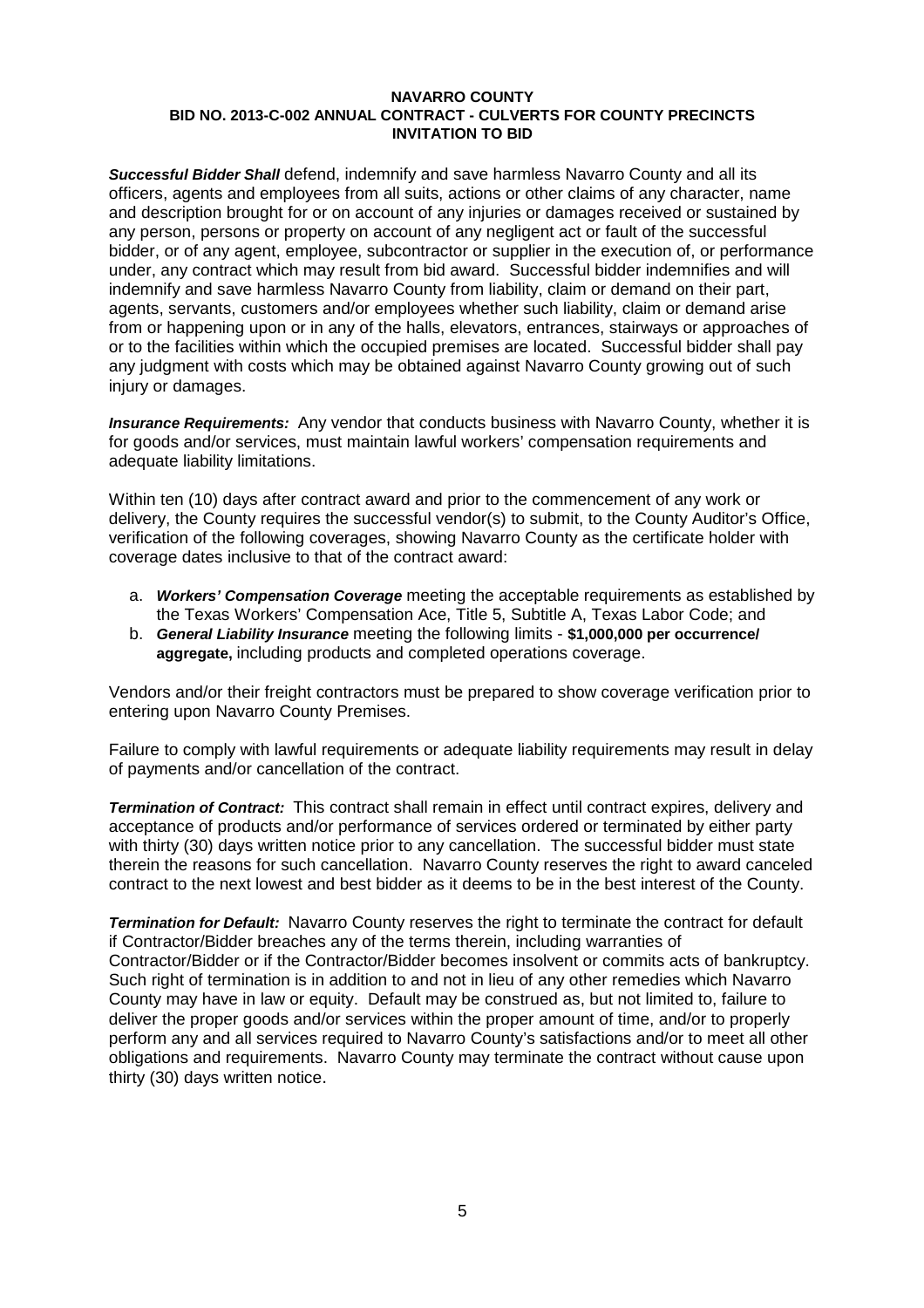**NAVARRO COUNTY**
**BID NO. 2013-C-002 ANNUAL CONTRACT - CULVERTS FOR COUNTY PRECINCTS**
**INVITATION TO BID**

***Successful Bidder Shall*** defend, indemnify and save harmless Navarro County and all its officers, agents and employees from all suits, actions or other claims of any character, name and description brought for or on account of any injuries or damages received or sustained by any person, persons or property on account of any negligent act or fault of the successful bidder, or of any agent, employee, subcontractor or supplier in the execution of, or performance under, any contract which may result from bid award. Successful bidder indemnifies and will indemnify and save harmless Navarro County from liability, claim or demand on their part, agents, servants, customers and/or employees whether such liability, claim or demand arise from or happening upon or in any of the halls, elevators, entrances, stairways or approaches of or to the facilities within which the occupied premises are located. Successful bidder shall pay any judgment with costs which may be obtained against Navarro County growing out of such injury or damages.

***Insurance Requirements:*** Any vendor that conducts business with Navarro County, whether it is for goods and/or services, must maintain lawful workers' compensation requirements and adequate liability limitations.

Within ten (10) days after contract award and prior to the commencement of any work or delivery, the County requires the successful vendor(s) to submit, to the County Auditor's Office, verification of the following coverages, showing Navarro County as the certificate holder with coverage dates inclusive to that of the contract award:

a. ***Workers' Compensation Coverage*** meeting the acceptable requirements as established by the Texas Workers' Compensation Ace, Title 5, Subtitle A, Texas Labor Code; and
b. ***General Liability Insurance*** meeting the following limits - **$1,000,000 per occurrence/ aggregate,** including products and completed operations coverage.

Vendors and/or their freight contractors must be prepared to show coverage verification prior to entering upon Navarro County Premises.

Failure to comply with lawful requirements or adequate liability requirements may result in delay of payments and/or cancellation of the contract.

***Termination of Contract:*** This contract shall remain in effect until contract expires, delivery and acceptance of products and/or performance of services ordered or terminated by either party with thirty (30) days written notice prior to any cancellation. The successful bidder must state therein the reasons for such cancellation. Navarro County reserves the right to award canceled contract to the next lowest and best bidder as it deems to be in the best interest of the County.

***Termination for Default:*** Navarro County reserves the right to terminate the contract for default if Contractor/Bidder breaches any of the terms therein, including warranties of Contractor/Bidder or if the Contractor/Bidder becomes insolvent or commits acts of bankruptcy. Such right of termination is in addition to and not in lieu of any other remedies which Navarro County may have in law or equity. Default may be construed as, but not limited to, failure to deliver the proper goods and/or services within the proper amount of time, and/or to properly perform any and all services required to Navarro County's satisfactions and/or to meet all other obligations and requirements. Navarro County may terminate the contract without cause upon thirty (30) days written notice.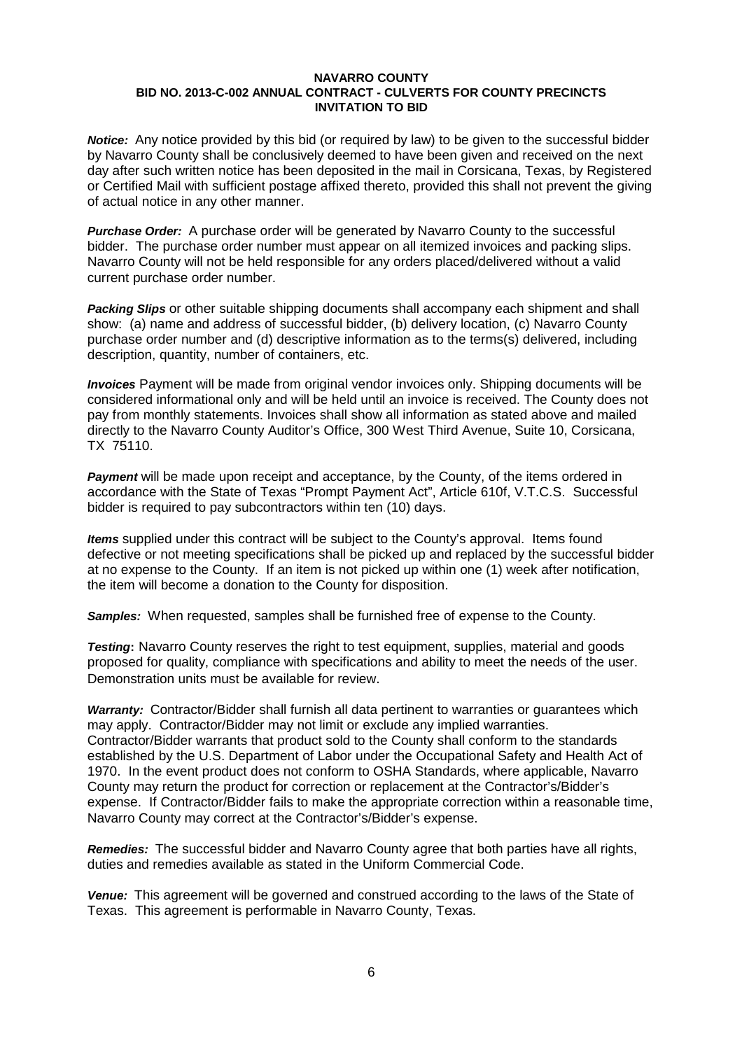**NAVARRO COUNTY**
**BID NO. 2013-C-002 ANNUAL CONTRACT - CULVERTS FOR COUNTY PRECINCTS**
**INVITATION TO BID**

***Notice:*** Any notice provided by this bid (or required by law) to be given to the successful bidder by Navarro County shall be conclusively deemed to have been given and received on the next day after such written notice has been deposited in the mail in Corsicana, Texas, by Registered or Certified Mail with sufficient postage affixed thereto, provided this shall not prevent the giving of actual notice in any other manner.

***Purchase Order:*** A purchase order will be generated by Navarro County to the successful bidder. The purchase order number must appear on all itemized invoices and packing slips. Navarro County will not be held responsible for any orders placed/delivered without a valid current purchase order number.

***Packing Slips*** or other suitable shipping documents shall accompany each shipment and shall show: (a) name and address of successful bidder, (b) delivery location, (c) Navarro County purchase order number and (d) descriptive information as to the terms(s) delivered, including description, quantity, number of containers, etc.

***Invoices*** Payment will be made from original vendor invoices only. Shipping documents will be considered informational only and will be held until an invoice is received. The County does not pay from monthly statements. Invoices shall show all information as stated above and mailed directly to the Navarro County Auditor's Office, 300 West Third Avenue, Suite 10, Corsicana, TX 75110.

***Payment*** will be made upon receipt and acceptance, by the County, of the items ordered in accordance with the State of Texas "Prompt Payment Act", Article 610f, V.T.C.S. Successful bidder is required to pay subcontractors within ten (10) days.

***Items*** supplied under this contract will be subject to the County's approval. Items found defective or not meeting specifications shall be picked up and replaced by the successful bidder at no expense to the County. If an item is not picked up within one (1) week after notification, the item will become a donation to the County for disposition.

***Samples:*** When requested, samples shall be furnished free of expense to the County.

***Testing*:** Navarro County reserves the right to test equipment, supplies, material and goods proposed for quality, compliance with specifications and ability to meet the needs of the user. Demonstration units must be available for review.

***Warranty:*** Contractor/Bidder shall furnish all data pertinent to warranties or guarantees which may apply. Contractor/Bidder may not limit or exclude any implied warranties. Contractor/Bidder warrants that product sold to the County shall conform to the standards established by the U.S. Department of Labor under the Occupational Safety and Health Act of 1970. In the event product does not conform to OSHA Standards, where applicable, Navarro County may return the product for correction or replacement at the Contractor's/Bidder's expense. If Contractor/Bidder fails to make the appropriate correction within a reasonable time, Navarro County may correct at the Contractor's/Bidder's expense.

***Remedies:*** The successful bidder and Navarro County agree that both parties have all rights, duties and remedies available as stated in the Uniform Commercial Code.

***Venue:*** This agreement will be governed and construed according to the laws of the State of Texas. This agreement is performable in Navarro County, Texas.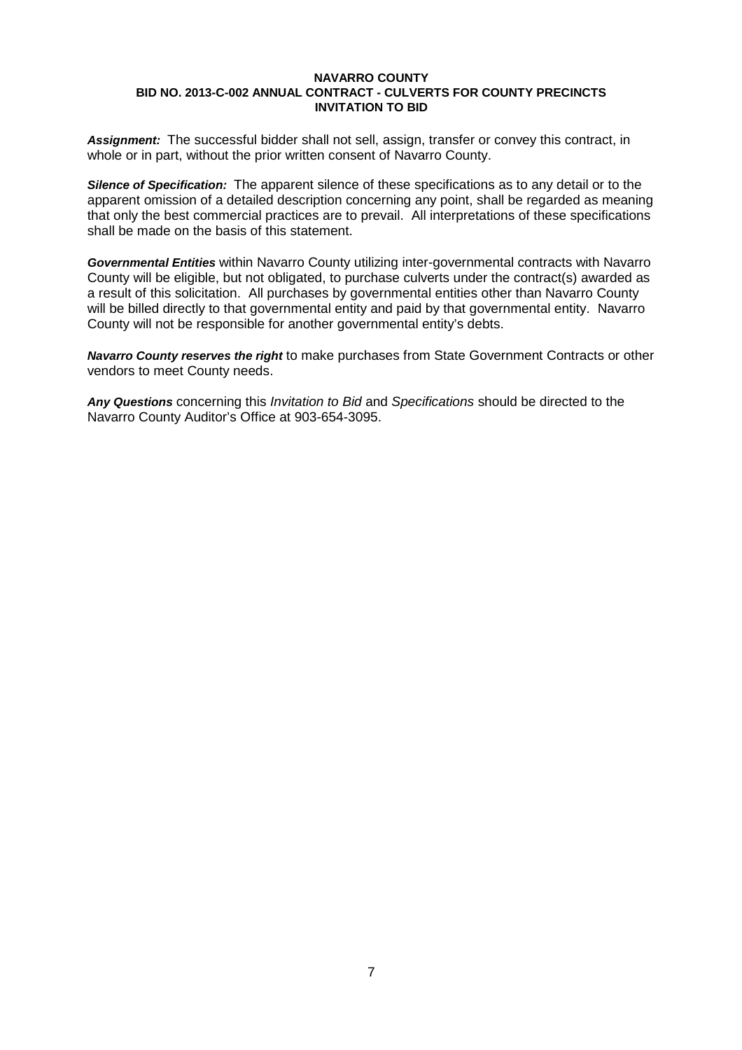***Assignment:*** The successful bidder shall not sell, assign, transfer or convey this contract, in whole or in part, without the prior written consent of Navarro County.

***Silence of Specification:*** The apparent silence of these specifications as to any detail or to the apparent omission of a detailed description concerning any point, shall be regarded as meaning that only the best commercial practices are to prevail. All interpretations of these specifications shall be made on the basis of this statement.

***Governmental Entities*** within Navarro County utilizing inter-governmental contracts with Navarro County will be eligible, but not obligated, to purchase culverts under the contract(s) awarded as a result of this solicitation. All purchases by governmental entities other than Navarro County will be billed directly to that governmental entity and paid by that governmental entity. Navarro County will not be responsible for another governmental entity's debts.

***Navarro County reserves the right*** to make purchases from State Government Contracts or other vendors to meet County needs.

***Any Questions*** concerning this *Invitation to Bid* and *Specifications* should be directed to the Navarro County Auditor's Office at 903-654-3095.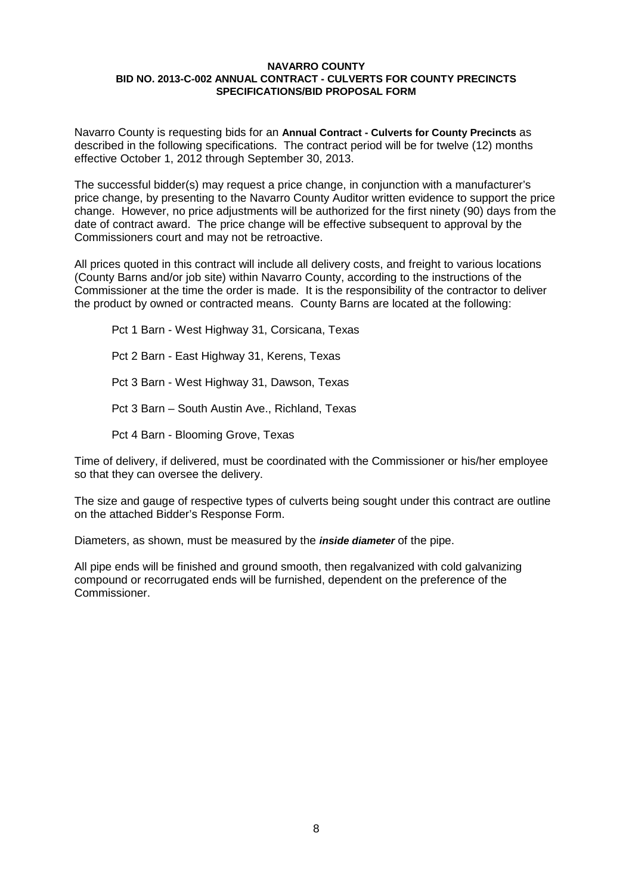**NAVARRO COUNTY**
**BID NO. 2013-C-002 ANNUAL CONTRACT - CULVERTS FOR COUNTY PRECINCTS**
**SPECIFICATIONS/BID PROPOSAL FORM**

Navarro County is requesting bids for an **Annual Contract - Culverts for County Precincts** as described in the following specifications. The contract period will be for twelve (12) months effective October 1, 2012 through September 30, 2013.

The successful bidder(s) may request a price change, in conjunction with a manufacturer's price change, by presenting to the Navarro County Auditor written evidence to support the price change. However, no price adjustments will be authorized for the first ninety (90) days from the date of contract award. The price change will be effective subsequent to approval by the Commissioners court and may not be retroactive.

All prices quoted in this contract will include all delivery costs, and freight to various locations (County Barns and/or job site) within Navarro County, according to the instructions of the Commissioner at the time the order is made. It is the responsibility of the contractor to deliver the product by owned or contracted means. County Barns are located at the following:

Pct 1 Barn - West Highway 31, Corsicana, Texas

Pct 2 Barn - East Highway 31, Kerens, Texas

Pct 3 Barn - West Highway 31, Dawson, Texas

Pct 3 Barn – South Austin Ave., Richland, Texas

Pct 4 Barn - Blooming Grove, Texas

Time of delivery, if delivered, must be coordinated with the Commissioner or his/her employee so that they can oversee the delivery.

The size and gauge of respective types of culverts being sought under this contract are outline on the attached Bidder's Response Form.

Diameters, as shown, must be measured by the ***inside diameter*** of the pipe.

All pipe ends will be finished and ground smooth, then regalvanized with cold galvanizing compound or recorrugated ends will be furnished, dependent on the preference of the Commissioner.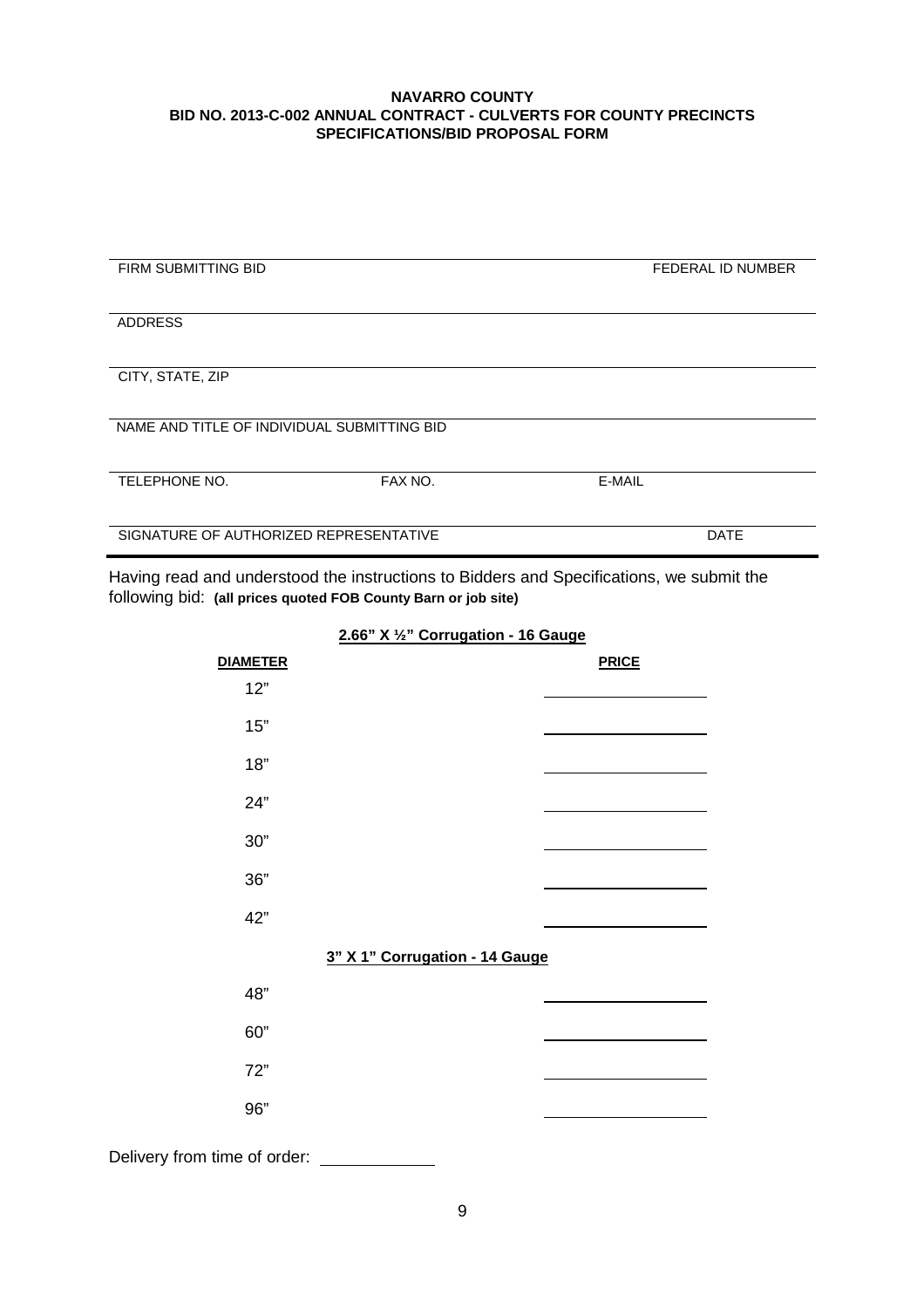**NAVARRO COUNTY**
**BID NO. 2013-C-002 ANNUAL CONTRACT - CULVERTS FOR COUNTY PRECINCTS**
**SPECIFICATIONS/BID PROPOSAL FORM**

| FIRM SUBMITTING BID | | FEDERAL ID NUMBER |
|---|---|---|
| ADDRESS | | |
| CITY, STATE, ZIP | | |
| NAME AND TITLE OF INDIVIDUAL SUBMITTING BID | | |
| TELEPHONE NO. | FAX NO. | E-MAIL |
| SIGNATURE OF AUTHORIZED REPRESENTATIVE | | DATE |

Having read and understood the instructions to Bidders and Specifications, we submit the following bid: **(all prices quoted FOB County Barn or job site)**

**2.66" X ½" Corrugation - 16 Gauge**

| **DIAMETER** | **PRICE** |
|---|---|
| 12" | ____________ |
| 15" | ____________ |
| 18" | ____________ |
| 24" | ____________ |
| 30" | ____________ |
| 36" | ____________ |
| 42" | ____________ |

**3" X 1" Corrugation - 14 Gauge**

| **DIAMETER** | **PRICE** |
|---|---|
| 48" | ____________ |
| 60" | ____________ |
| 72" | ____________ |
| 96" | ____________ |

Delivery from time of order: ____________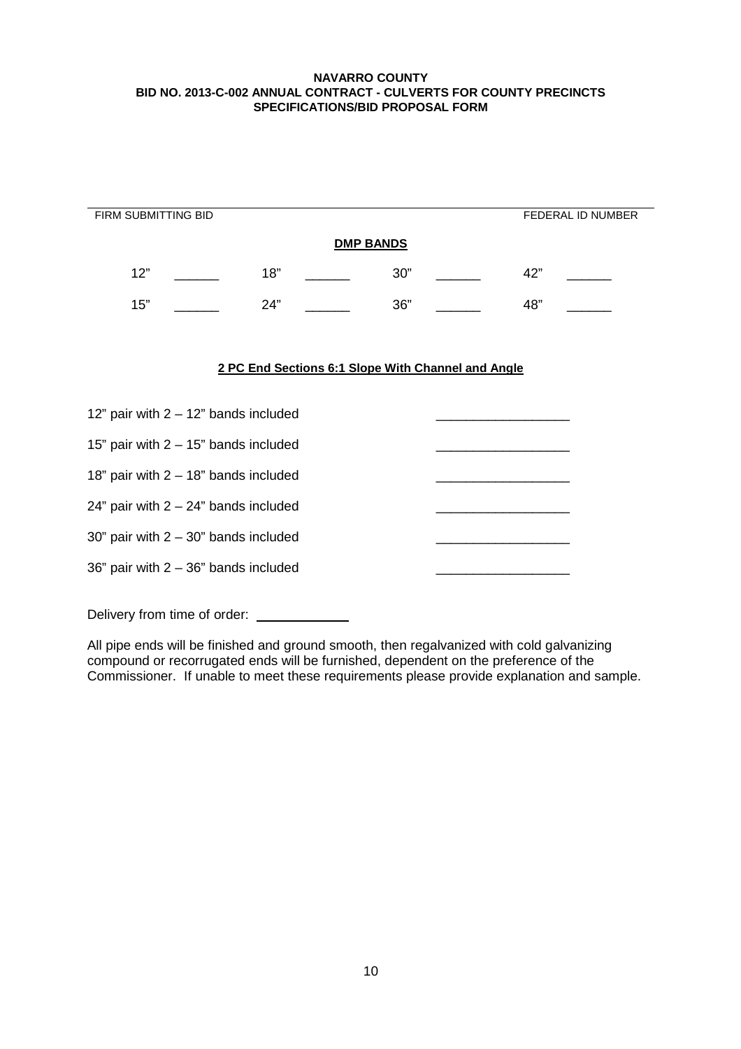**NAVARRO COUNTY**
**BID NO. 2013-C-002 ANNUAL CONTRACT - CULVERTS FOR COUNTY PRECINCTS**
**SPECIFICATIONS/BID PROPOSAL FORM**

______________________________________________________________________________

FIRM SUBMITTING BID FEDERAL ID NUMBER

**DMP BANDS**

| | | | | | | | |
|---|---|---|---|---|---|---|---|
| 12" | ______ | 18" | ______ | 30" | ______ | 42" | ______ |
| 15" | ______ | 24" | ______ | 36" | ______ | 48" | ______ |

**2 PC End Sections 6:1 Slope With Channel and Angle**

| | |
|---|---|
| 12" pair with 2 – 12" bands included | __________________ |
| 15" pair with 2 – 15" bands included | __________________ |
| 18" pair with 2 – 18" bands included | __________________ |
| 24" pair with 2 – 24" bands included | __________________ |
| 30" pair with 2 – 30" bands included | __________________ |
| 36" pair with 2 – 36" bands included | __________________ |

Delivery from time of order: ____________

All pipe ends will be finished and ground smooth, then regalvanized with cold galvanizing compound or recorrugated ends will be furnished, dependent on the preference of the Commissioner. If unable to meet these requirements please provide explanation and sample.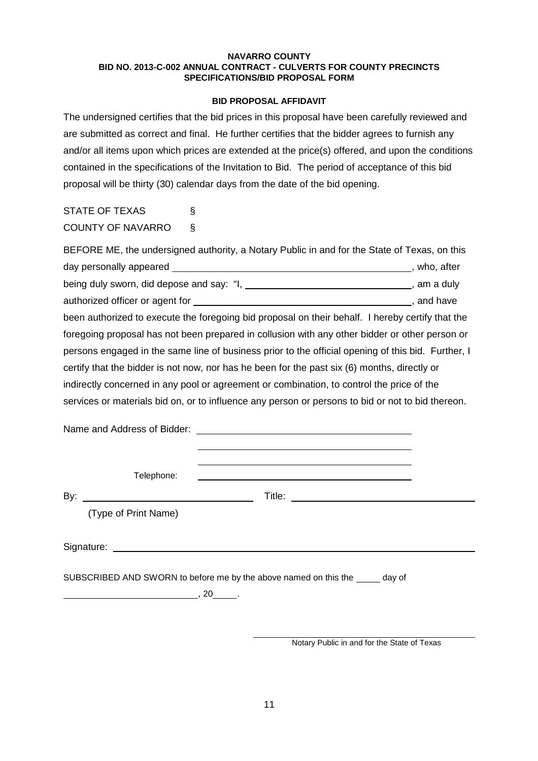**NAVARRO COUNTY**
**BID NO. 2013-C-002 ANNUAL CONTRACT - CULVERTS FOR COUNTY PRECINCTS**
**SPECIFICATIONS/BID PROPOSAL FORM**

**BID PROPOSAL AFFIDAVIT**

The undersigned certifies that the bid prices in this proposal have been carefully reviewed and are submitted as correct and final. He further certifies that the bidder agrees to furnish any and/or all items upon which prices are extended at the price(s) offered, and upon the conditions contained in the specifications of the Invitation to Bid. The period of acceptance of this bid proposal will be thirty (30) calendar days from the date of the bid opening.

STATE OF TEXAS §
COUNTY OF NAVARRO §

BEFORE ME, the undersigned authority, a Notary Public in and for the State of Texas, on this day personally appeared ______________________________, who, after being duly sworn, did depose and say: "I, ______________________________, am a duly authorized officer or agent for ______________________________, and have been authorized to execute the foregoing bid proposal on their behalf. I hereby certify that the foregoing proposal has not been prepared in collusion with any other bidder or other person or persons engaged in the same line of business prior to the official opening of this bid. Further, I certify that the bidder is not now, nor has he been for the past six (6) months, directly or indirectly concerned in any pool or agreement or combination, to control the price of the services or materials bid on, or to influence any person or persons to bid or not to bid thereon.

Name and Address of Bidder: ______________________________

______________________________

______________________________

Telephone: ______________________________

By: ______________________________ Title: ______________________________

(Type of Print Name)

Signature: ______________________________

SUBSCRIBED AND SWORN to before me by the above named on this the _____ day of ______________________, 20_____.

______________________________
Notary Public in and for the State of Texas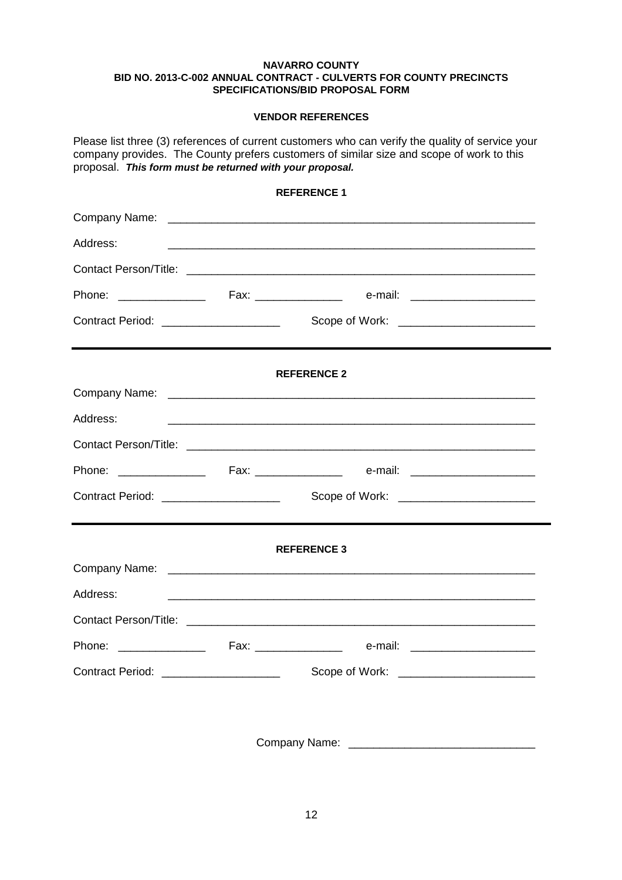**NAVARRO COUNTY**
**BID NO. 2013-C-002 ANNUAL CONTRACT - CULVERTS FOR COUNTY PRECINCTS**
**SPECIFICATIONS/BID PROPOSAL FORM**

**VENDOR REFERENCES**

Please list three (3) references of current customers who can verify the quality of service your company provides. The County prefers customers of similar size and scope of work to this proposal. ***This form must be returned with your proposal.***

**REFERENCE 1**

Company Name: ____________________________________________________________

Address: ____________________________________________________________

Contact Person/Title: ________________________________________________________

Phone: ______________ Fax: ______________ e-mail: ___________________

Contract Period: __________________ Scope of Work: _____________________

---

**REFERENCE 2**

Company Name: ____________________________________________________________

Address: ____________________________________________________________

Contact Person/Title: ________________________________________________________

Phone: ______________ Fax: ______________ e-mail: ___________________

Contract Period: __________________ Scope of Work: _____________________

---

**REFERENCE 3**

Company Name: ____________________________________________________________

Address: ____________________________________________________________

Contact Person/Title: ________________________________________________________

Phone: ______________ Fax: ______________ e-mail: ___________________

Contract Period: __________________ Scope of Work: _____________________

Company Name: _____________________________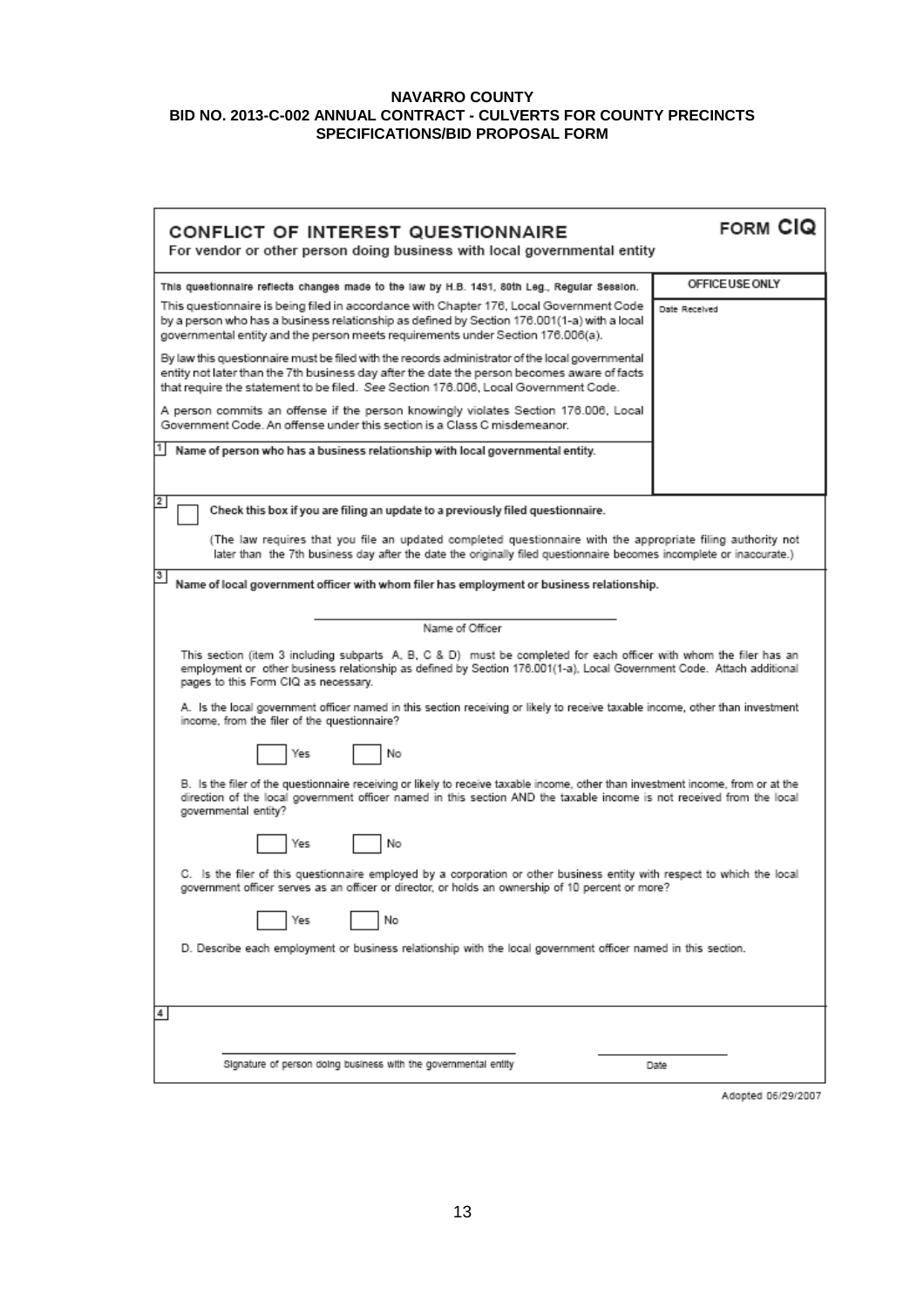**NAVARRO COUNTY**
**BID NO. 2013-C-002 ANNUAL CONTRACT - CULVERTS FOR COUNTY PRECINCTS**
**SPECIFICATIONS/BID PROPOSAL FORM**

## CONFLICT OF INTEREST QUESTIONNAIRE

**FORM CIQ**

For vendor or other person doing business with local governmental entity

| | OFFICE USE ONLY |
|---|---|
| **This questionnaire reflects changes made to the law by H.B. 1491, 80th Leg., Regular Session.** | Date Received |

This questionnaire is being filed in accordance with Chapter 176, Local Government Code by a person who has a business relationship as defined by Section 176.001(1-a) with a local governmental entity and the person meets requirements under Section 176.006(a).

By law this questionnaire must be filed with the records administrator of the local governmental entity not later than the 7th business day after the date the person becomes aware of facts that require the statement to be filed. *See* Section 176.006, Local Government Code.

A person commits an offense if the person knowingly violates Section 176.006, Local Government Code. An offense under this section is a Class C misdemeanor.

**1** **Name of person who has a business relationship with local governmental entity.**

**2** ☐ **Check this box if you are filing an update to a previously filed questionnaire.**

(The law requires that you file an updated completed questionnaire with the appropriate filing authority not later than the 7th business day after the date the originally filed questionnaire becomes incomplete or inaccurate.)

**3** **Name of local government officer with whom filer has employment or business relationship.**

\_\_\_\_\_\_\_\_\_\_\_\_\_\_\_\_\_\_\_\_\_\_\_\_\_\_\_\_\_\_\_\_\_\_\_\_
Name of Officer

This section (item 3 including subparts A, B, C & D) must be completed for each officer with whom the filer has an employment or other business relationship as defined by Section 176.001(1-a), Local Government Code. Attach additional pages to this Form CIQ as necessary.

A. Is the local government officer named in this section receiving or likely to receive taxable income, other than investment income, from the filer of the questionnaire?

☐ Yes ☐ No

B. Is the filer of the questionnaire receiving or likely to receive taxable income, other than investment income, from or at the direction of the local government officer named in this section AND the taxable income is not received from the local governmental entity?

☐ Yes ☐ No

C. Is the filer of this questionnaire employed by a corporation or other business entity with respect to which the local government officer serves as an officer or director, or holds an ownership of 10 percent or more?

☐ Yes ☐ No

D. Describe each employment or business relationship with the local government officer named in this section.

**4**

\_\_\_\_\_\_\_\_\_\_\_\_\_\_\_\_\_\_\_\_\_\_\_\_\_\_\_\_\_\_\_\_\_\_\_\_ \_\_\_\_\_\_\_\_\_\_\_\_\_\_\_\_
Signature of person doing business with the governmental entity  Date

Adopted 06/29/2007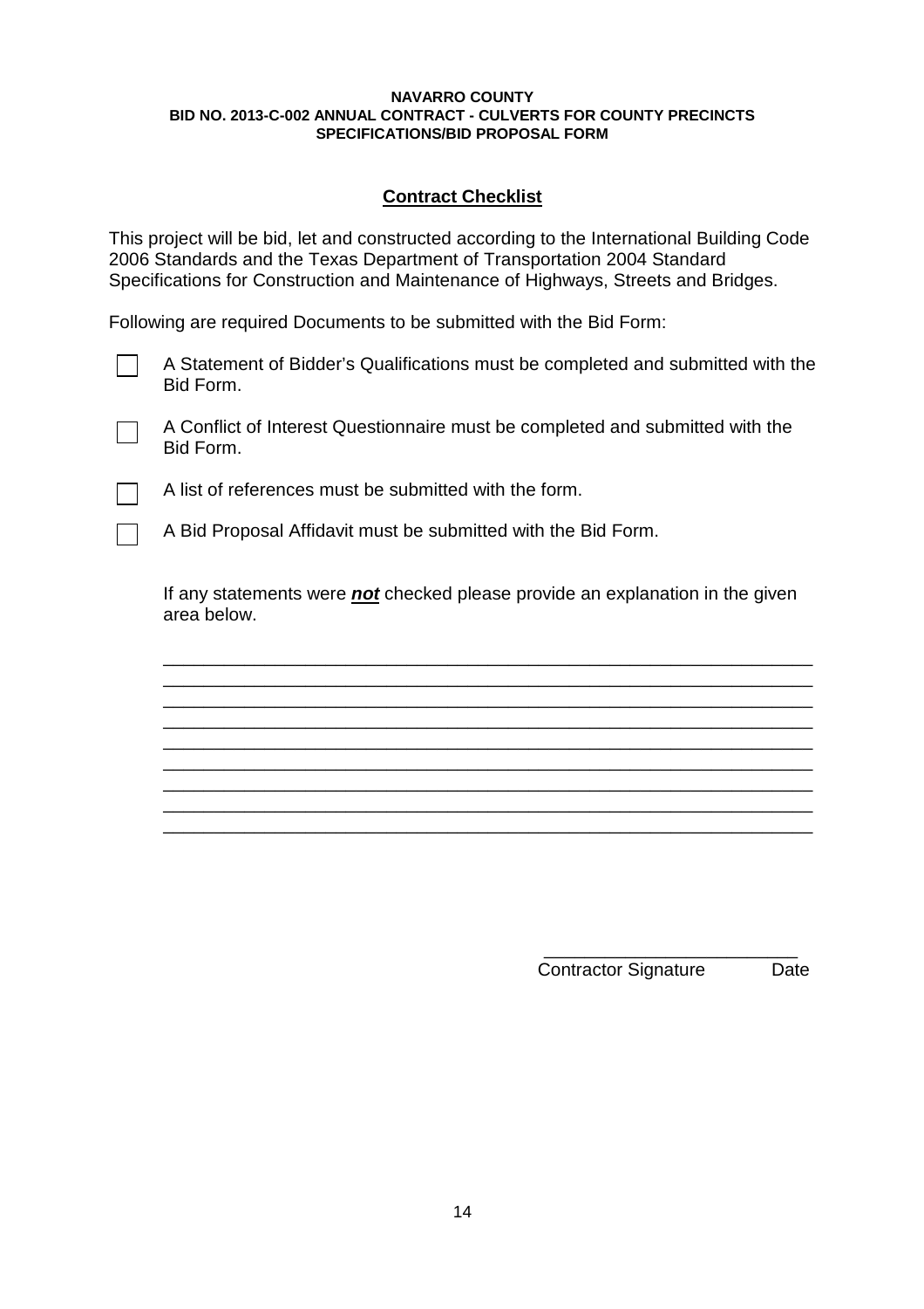**NAVARRO COUNTY**
**BID NO. 2013-C-002 ANNUAL CONTRACT - CULVERTS FOR COUNTY PRECINCTS**
**SPECIFICATIONS/BID PROPOSAL FORM**

## Contract Checklist

This project will be bid, let and constructed according to the International Building Code 2006 Standards and the Texas Department of Transportation 2004 Standard Specifications for Construction and Maintenance of Highways, Streets and Bridges.

Following are required Documents to be submitted with the Bid Form:

- [ ] A Statement of Bidder's Qualifications must be completed and submitted with the Bid Form.
- [ ] A Conflict of Interest Questionnaire must be completed and submitted with the Bid Form.
- [ ] A list of references must be submitted with the form.
- [ ] A Bid Proposal Affidavit must be submitted with the Bid Form.

If any statements were ***not*** checked please provide an explanation in the given area below.

_________________________________________________________________
_________________________________________________________________
_________________________________________________________________
_________________________________________________________________
_________________________________________________________________
_________________________________________________________________
_________________________________________________________________
_________________________________________________________________
_________________________________________________________________

_________________________
Contractor Signature Date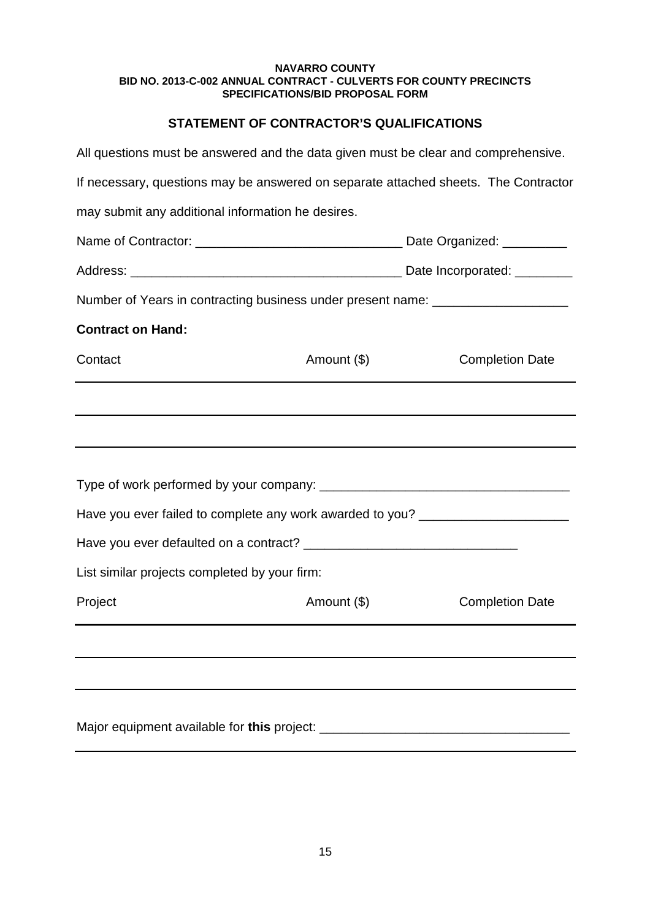**NAVARRO COUNTY**
**BID NO. 2013-C-002 ANNUAL CONTRACT - CULVERTS FOR COUNTY PRECINCTS**
**SPECIFICATIONS/BID PROPOSAL FORM**

## STATEMENT OF CONTRACTOR'S QUALIFICATIONS

All questions must be answered and the data given must be clear and comprehensive. If necessary, questions may be answered on separate attached sheets. The Contractor may submit any additional information he desires.

Name of Contractor: _____________________________ Date Organized: _________

Address: ______________________________________ Date Incorporated: ________

Number of Years in contracting business under present name: ___________________

**Contract on Hand:**

| Contact | Amount ($) | Completion Date |
|---|---|---|
| | | |
| | | |
| | | |

Type of work performed by your company: ___________________________________

Have you ever failed to complete any work awarded to you? _____________________

Have you ever defaulted on a contract? _____________________________

List similar projects completed by your firm:

| Project | Amount ($) | Completion Date |
|---|---|---|
| | | |
| | | |
| | | |

Major equipment available for **this** project: __________________________________